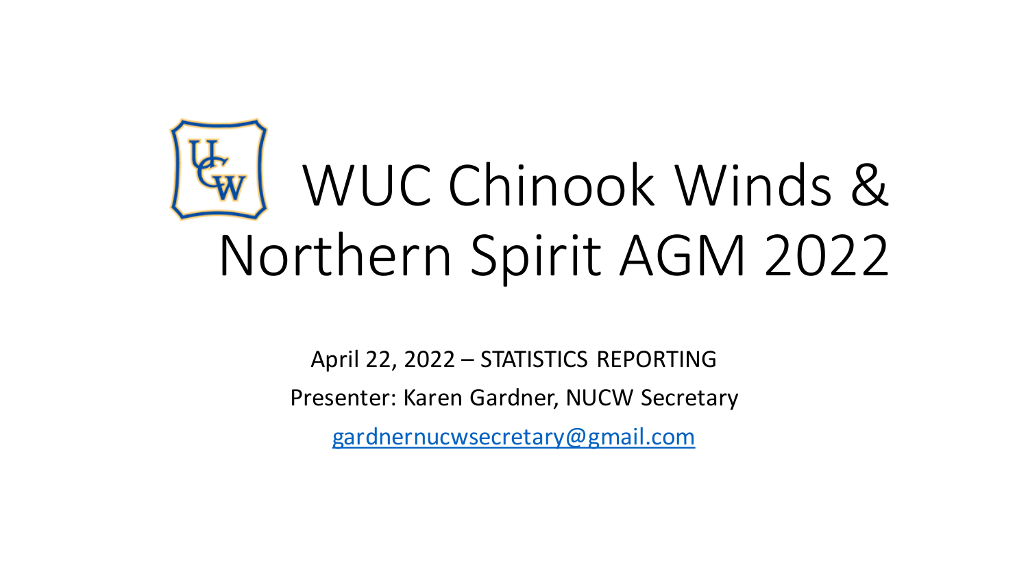# WUC Chinook Winds & Northern Spirit AGM 2022

April 22, 2022 – STATISTICS REPORTING

Presenter: Karen Gardner, NUCW Secretary

gardnernucwsecretary@gmail.com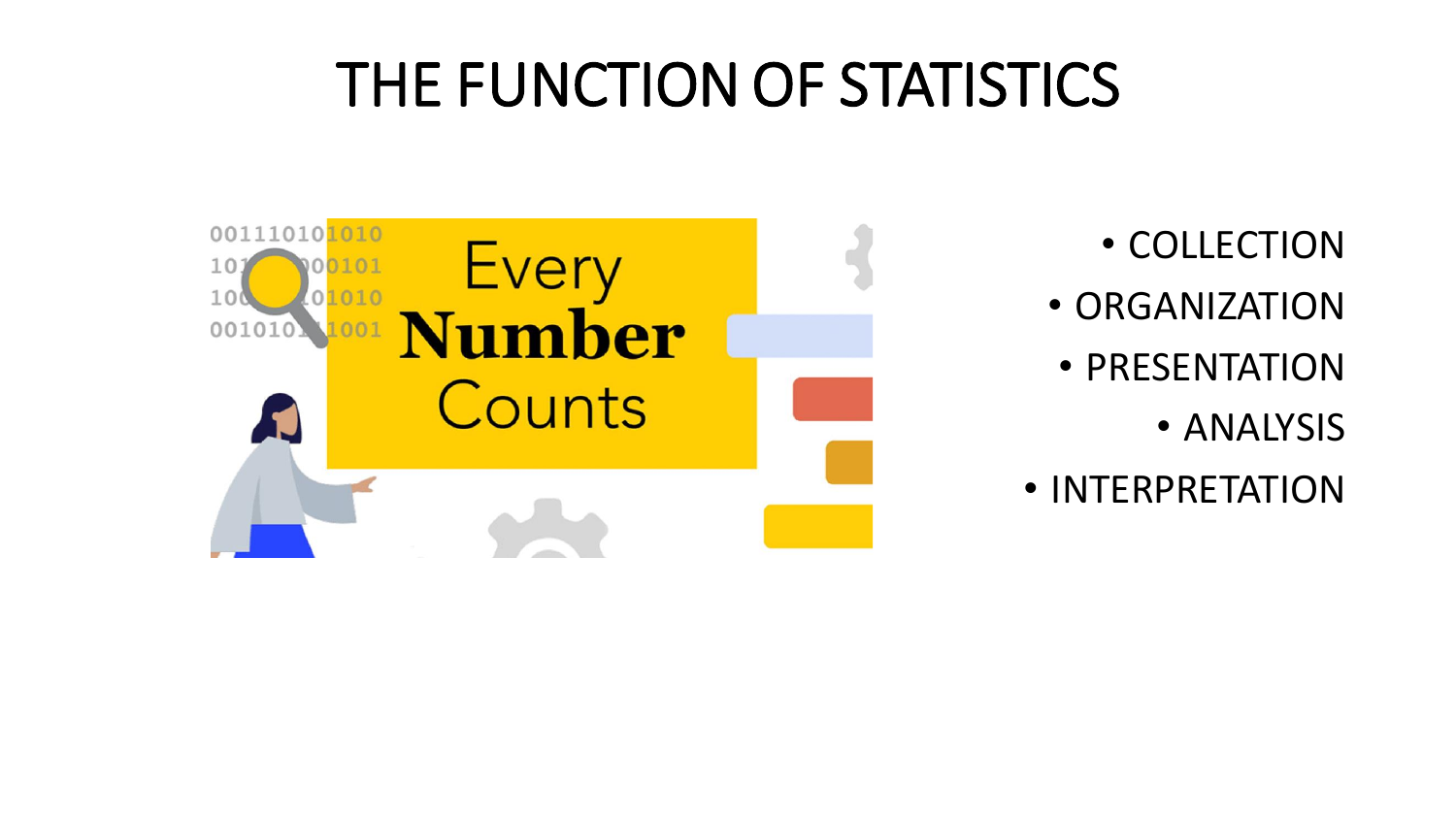# THE FUNCTION OF STATISTICS

- COLLECTION
- ORGANIZATION
- PRESENTATION
- ANALYSIS
- INTERPRETATION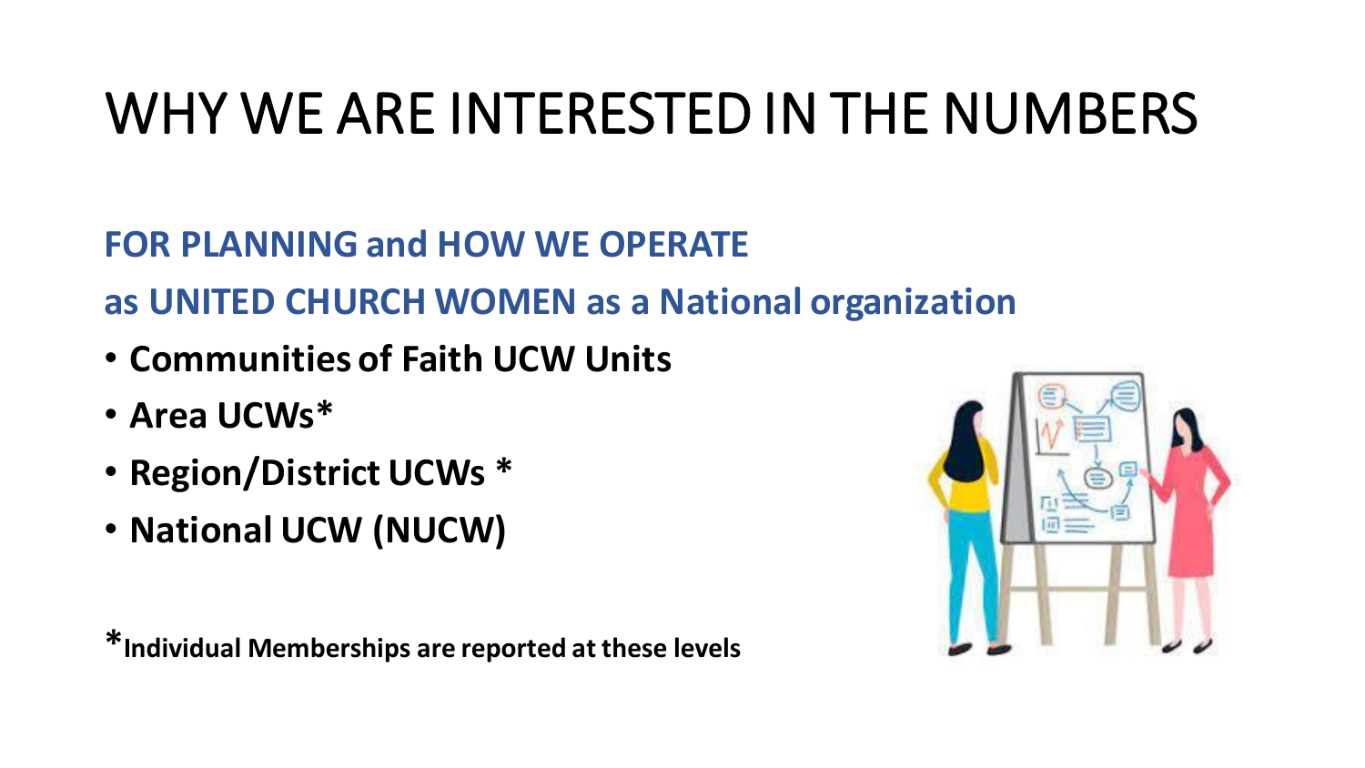# WHY WE ARE INTERESTED IN THE NUMBERS

**FOR PLANNING and HOW WE OPERATE**

**as UNITED CHURCH WOMEN as a National organization**

- **Communities of Faith UCW Units**
- **Area UCWs***
- **Region/District UCWs ***
- **National UCW (NUCW)**

***Individual Memberships are reported at these levels**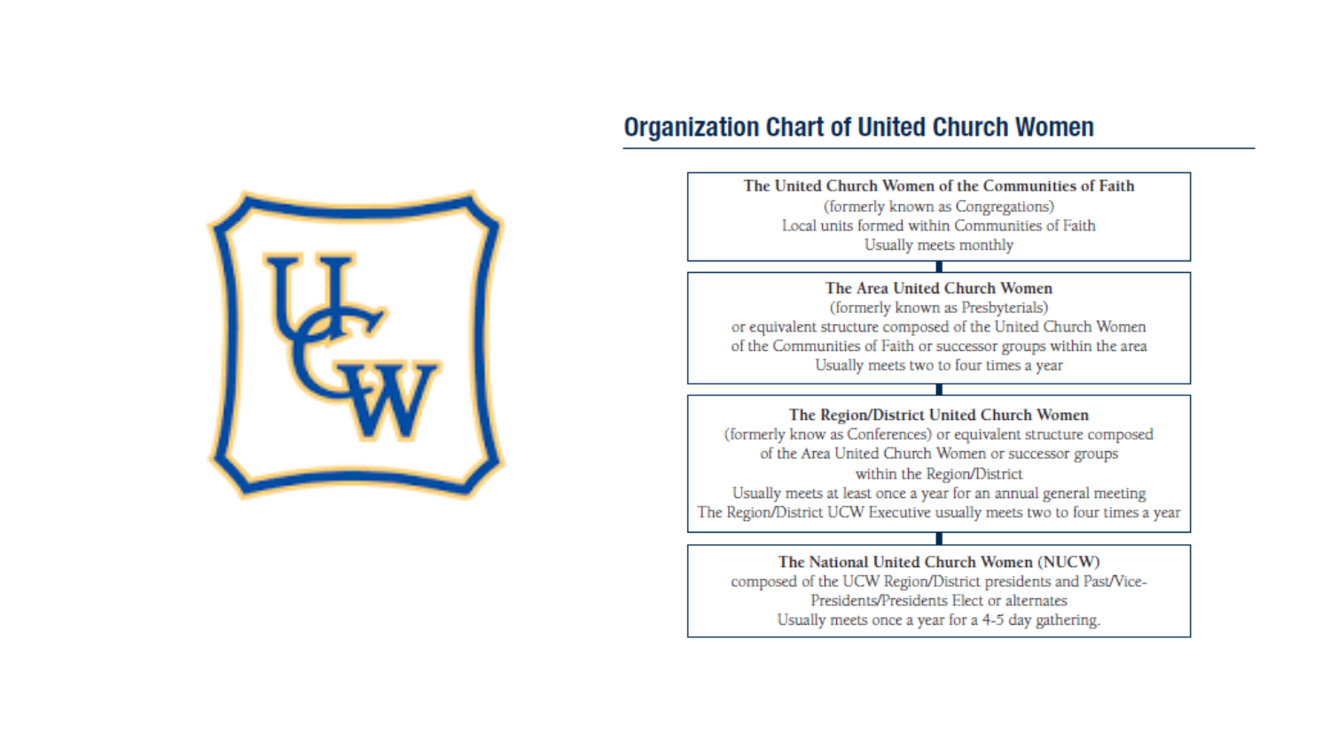## Organization Chart of United Church Women

**The United Church Women of the Communities of Faith**
(formerly known as Congregations)
Local units formed within Communities of Faith
Usually meets monthly

**The Area United Church Women**
(formerly known as Presbyterials)
or equivalent structure composed of the United Church Women
of the Communities of Faith or successor groups within the area
Usually meets two to four times a year

**The Region/District United Church Women**
(formerly know as Conferences) or equivalent structure composed
of the Area United Church Women or successor groups
within the Region/District
Usually meets at least once a year for an annual general meeting
The Region/District UCW Executive usually meets two to four times a year

**The National United Church Women (NUCW)**
composed of the UCW Region/District presidents and Past/Vice-Presidents/Presidents Elect or alternates
Usually meets once a year for a 4-5 day gathering.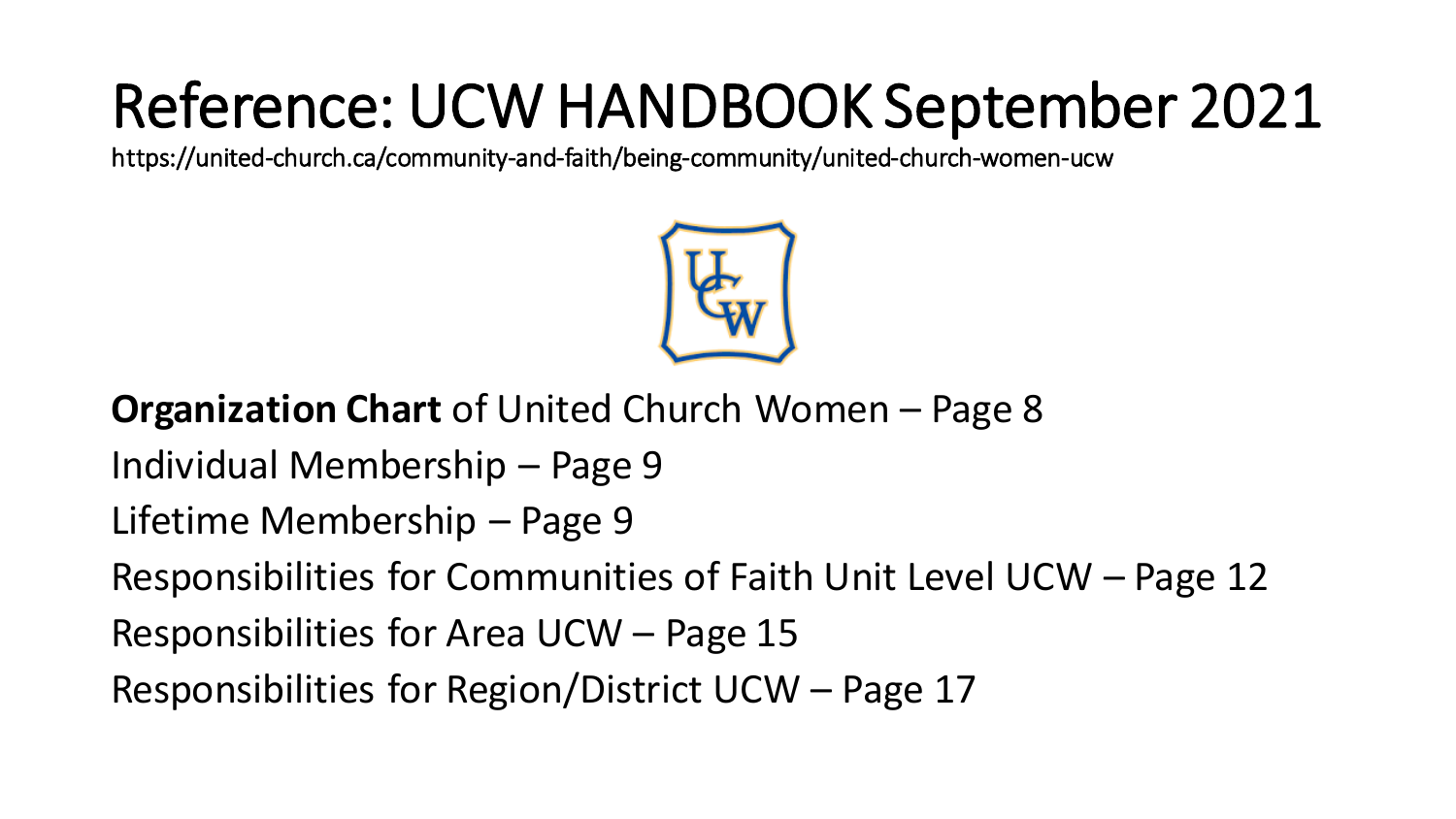# Reference: UCW HANDBOOK September 2021

https://united-church.ca/community-and-faith/being-community/united-church-women-ucw

**Organization Chart** of United Church Women – Page 8

Individual Membership – Page 9

Lifetime Membership – Page 9

Responsibilities for Communities of Faith Unit Level UCW – Page 12

Responsibilities for Area UCW – Page 15

Responsibilities for Region/District UCW – Page 17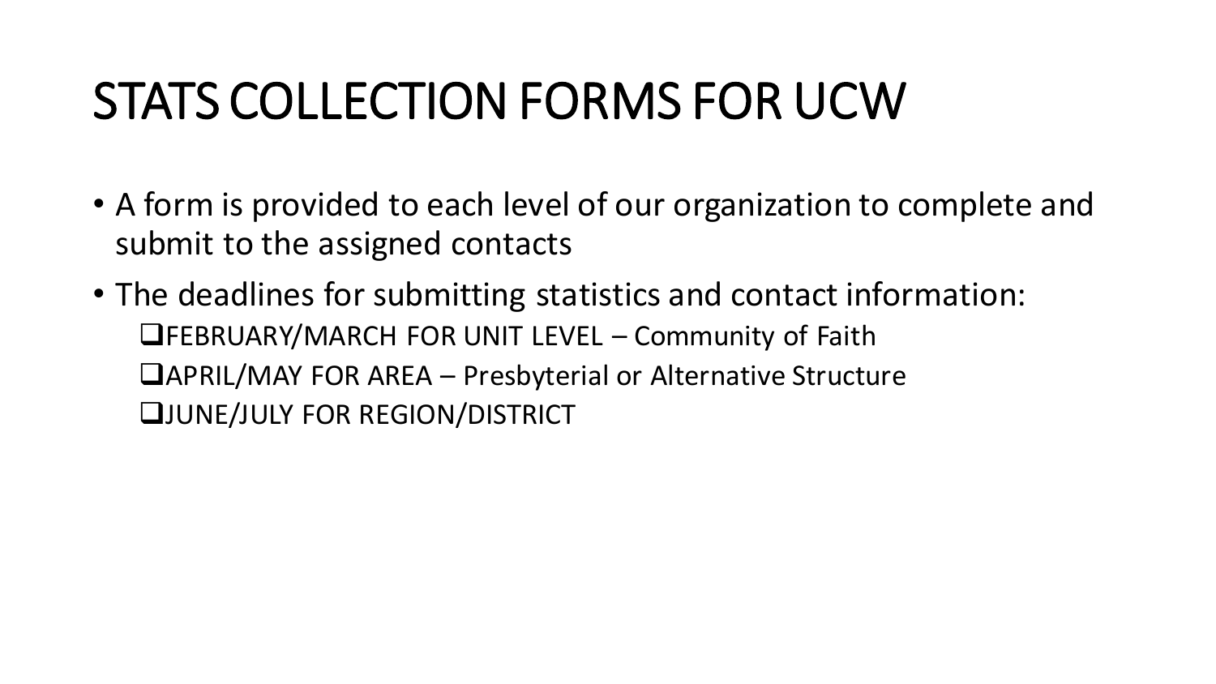# STATS COLLECTION FORMS FOR UCW

- A form is provided to each level of our organization to complete and submit to the assigned contacts
- The deadlines for submitting statistics and contact information:
  - ❑FEBRUARY/MARCH FOR UNIT LEVEL – Community of Faith
  - ❑APRIL/MAY FOR AREA – Presbyterial or Alternative Structure
  - ❑JUNE/JULY FOR REGION/DISTRICT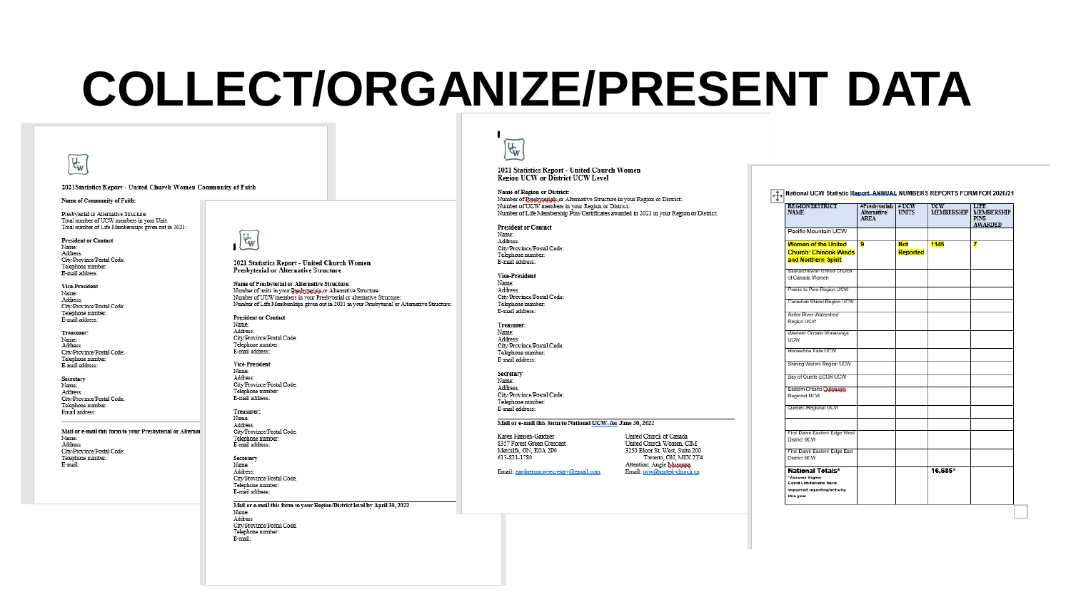# COLLECT/ORGANIZE/PRESENT DATA

2021 Statistics Report - United Church Women Community of Faith

**Name of Community of Faith:**

Presbyterial or Alternative Structure:
Total number of UCW members in your Unit:
Total number of Life Memberships given out in 2021:

**President or Contact**
Name:
Address:
City/Province/Postal Code:
Telephone number:
E-mail address:

**Vice-President**
Name:
Address:
City/Province/Postal Code:
Telephone number:
E-mail address:

**Treasurer:**
Name:
Address:
City/Province/Postal Code:
Telephone number:
E-mail address:

**Secretary**
Name:
Address:
City/Province/Postal Code:
Telephone number:
Email address:

**Mail or e-mail this form to your Presbyterial or Alternat**
Name:
Address
City/Province/Postal Code:
Telephone number:
E-mail:

---

**2021 Statistics Report - United Church Women**
**Presbyterial or Alternative Structure**

**Name of Presbyterial or Alternative Structure:**
Number of units in your Presbyterial or Alternative Structure:
Number of UCW members in your Presbyterial or alternative Structure:
Number of Life Memberships given out in 2021 in your Presbyterial or Alternative Structure:

**President or Contact**
Name:
Address:
City/Province/Postal Code:
Telephone number:
E-mail address:

**Vice-President**
Name:
Address:
City/Province/Postal Code:
Telephone number:
E-mail address:

**Treasurer:**
Name:
Address:
City/Province/Postal Code:
Telephone number:
E-mail address:

**Secretary**
Name:
Address:
City/Province/Postal Code:
Telephone number:
E-mail address:

**Mail or e-mail this form to your Region/District level by April 30, 2022.**
Name:
Address
City/Province/Postal Code:
Telephone number:
E-mail:

---

**2021 Statistics Report - United Church Women**
**Region UCW or District UCW Level**

**Name of Region or District:**
Number of Presbyterials or Alternative Structure in your Region or District:
Number of UCW members in your Region or District:
Number of Life Membership Pins/Certificates awarded in 2021 in your Region or District:

**President or Contact**
Name:
Address:
City/Province/Postal Code:
Telephone number:
E-mail address:

**Vice-President**
Name:
Address:
City/Province/Postal Code:
Telephone number:
E-mail address:

**Treasurer:**
Name:
Address:
City/Province/Postal Code:
Telephone number:
E-mail address:

**Secretary**
Name:
Address:
City/Province/Postal Code:
Telephone number:
E-mail address:

**Mail or e-mail this form to National UCW for June 30, 2022**

Karen Hansen-Gardner
8357 Forest Green Crescent
Metcalfe, ON, K0A 2P0
613-821-1780

Email: gardnerucwsecretary@gmail.com

United Church of Canada
United Church Women, CIM
3250 Bloor St. West, Suite 200
Toronto, ON, M8X 2Y4
Attention: Angie Mussera
Email: ucw@united-church.ca

---

**National UCW Statistic Report ANNUAL NUMBERS REPORTS FORM FOR 2020/21**

| REGION/DISTRICT NAME | #Presbyterials Alternative AREA | # UCW UNITS | UCW MEMBERSHIP | LIFE MEMBERSHIP PINS AWARDED |
|---|---|---|---|---|
| Pacific Mountain UCW | | | | |
| Women of the United Church: Chinook Winds and Northern Spirit | 9 | Not Reported | 1145 | 7 |
| Saskatchewan United Church of Canada Women | | | | |
| Prairie to Pine Region UCW | | | | |
| Canadian Shield Region UCW | | | | |
| Antler River Watershed Region UCW | | | | |
| Western Ontario Waterways UCW | | | | |
| Horseshoe Falls UCW | | | | |
| Shining Waters Region UCW | | | | |
| Bay of Quinte ECOR UCW | | | | |
| Eastern Ontario Outaouais Regional UCW | | | | |
| Quebec Regional UCW | | | | |
| | | | | |
| First Dawn Eastern Edge West District UCW | | | | |
| First Dawn Eastern Edge East District UCW | | | | |
| **National Totals*** *Assume higher Covid Limitations have impacted reporting/activity this year | | | 16,585* | |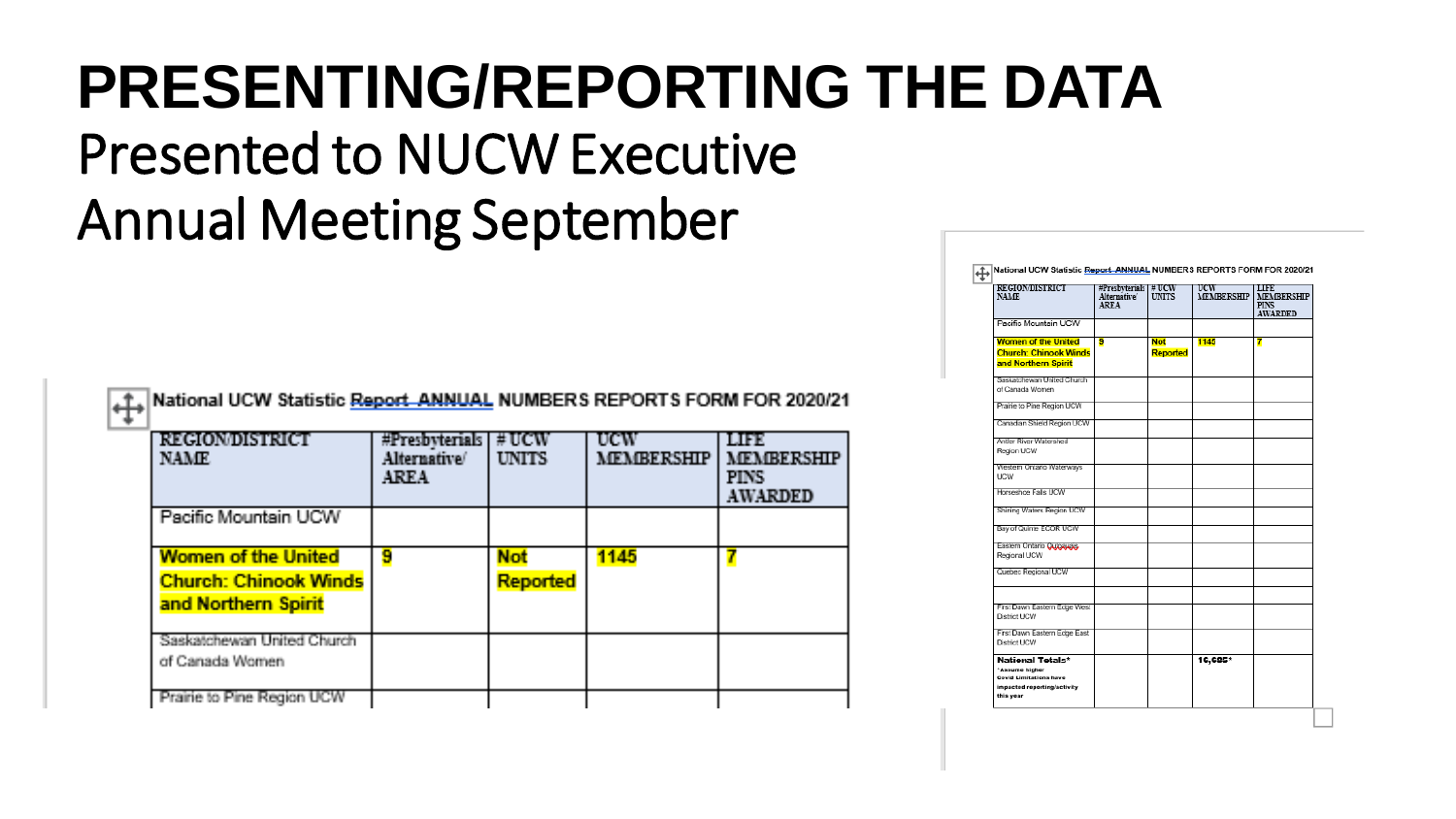# PRESENTING/REPORTING THE DATA

## Presented to NUCW Executive

## Annual Meeting September

National UCW Statistic Report ANNUAL NUMBERS REPORTS FORM FOR 2020/21

| REGION/DISTRICT NAME | #Presbyterials Alternative/ AREA | # UCW UNITS | UCW MEMBERSHIP | LIFE MEMBERSHIP PINS AWARDED |
|---|---|---|---|---|
| Pacific Mountain UCW | | | | |
| **Women of the United Church: Chinook Winds and Northern Spirit** | **9** | **Not Reported** | **1145** | **7** |
| Saskatchewan United Church of Canada Women | | | | |
| Prairie to Pine Region UCW | | | | |
| Canadian Shield Region UCW | | | | |
| Antler River Watershed Region UCW | | | | |
| Western Ontario Waterways UCW | | | | |
| Horseshoe Falls UCW | | | | |
| Shining Waters Region UCW | | | | |
| Bay of Quinte ECOR UCW | | | | |
| Eastern Ontario Outaouais Regional UCW | | | | |
| Quebec Regional UCW | | | | |
| | | | | |
| First Dawn Eastern Edge West District UCW | | | | |
| First Dawn Eastern Edge East District UCW | | | | |
| **National Totals*** *Assume higher Covid Limitations have impacted reporting/activity this year | | | **16,685*** | |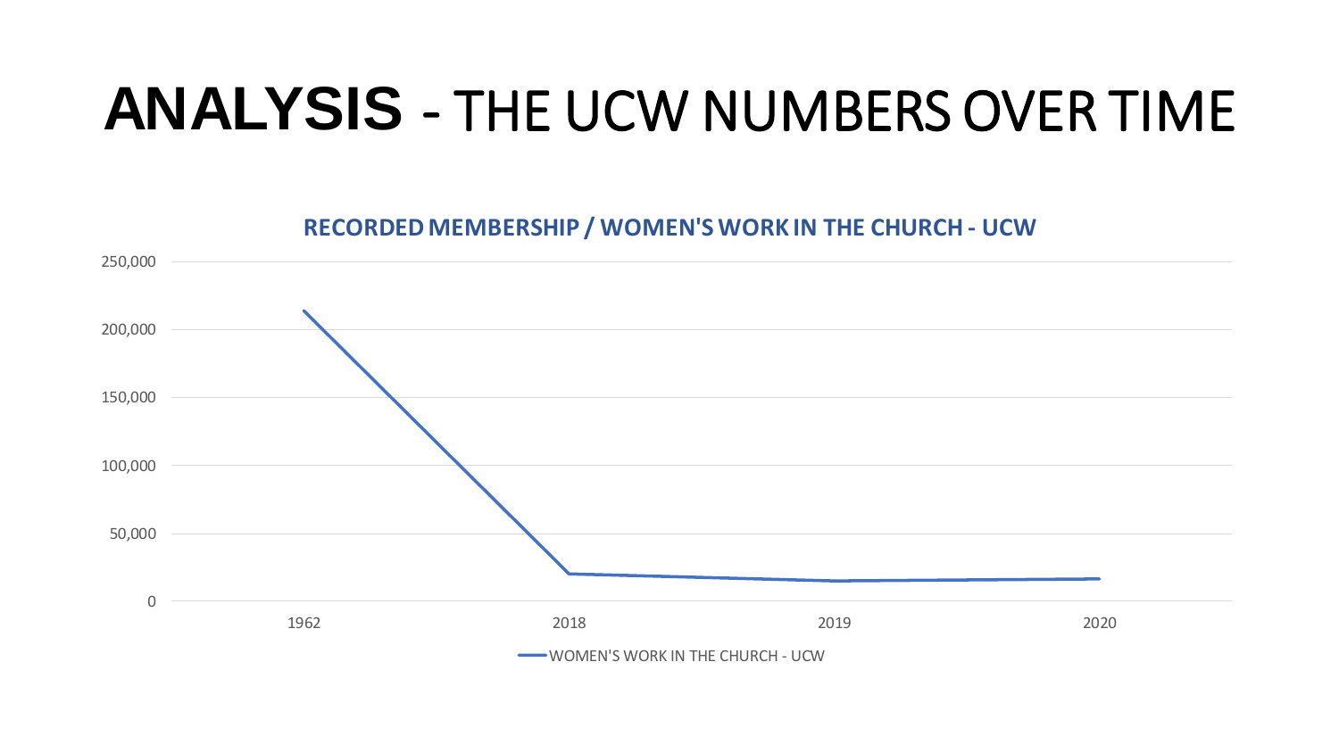# **ANALYSIS** - THE UCW NUMBERS OVER TIME

**RECORDED MEMBERSHIP / WOMEN'S WORK IN THE CHURCH - UCW**

250,000
200,000
150,000
100,000
50,000
0

1962 2018 2019 2020

WOMEN'S WORK IN THE CHURCH - UCW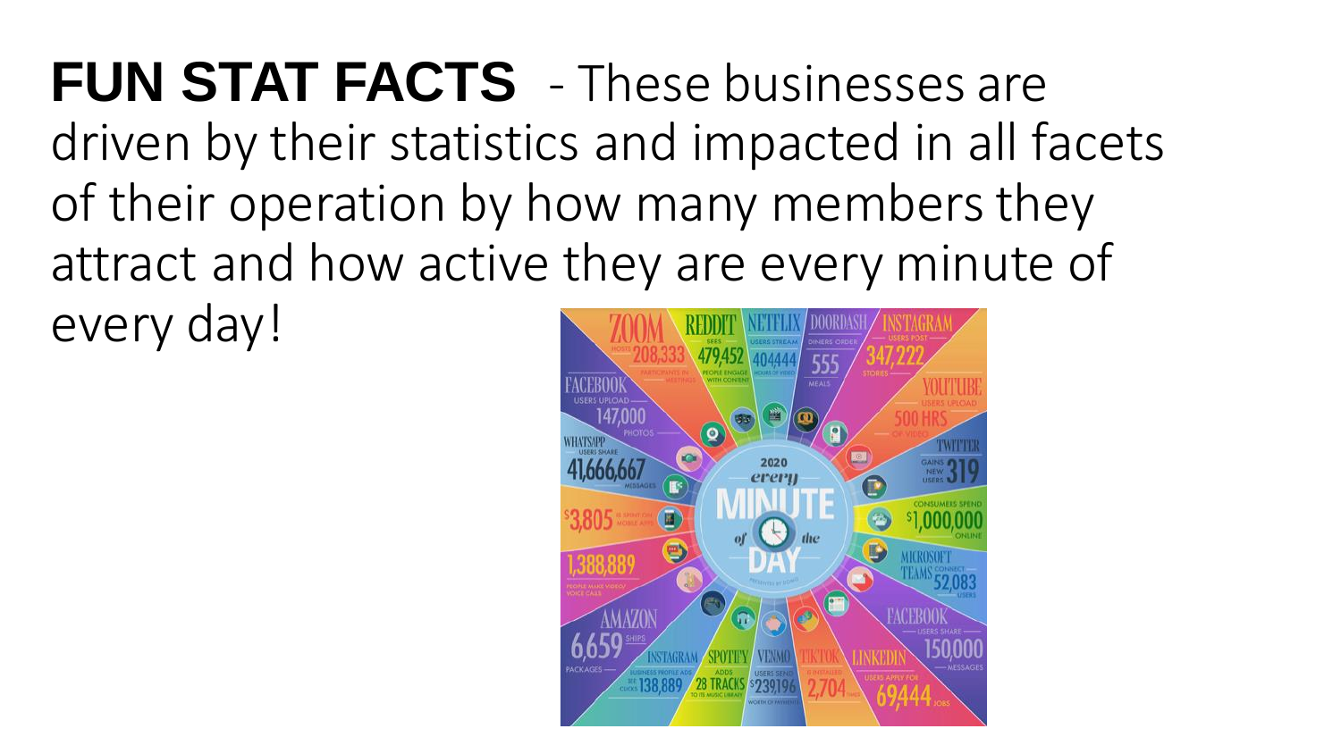**FUN STAT FACTS** - These businesses are driven by their statistics and impacted in all facets of their operation by how many members they attract and how active they are every minute of every day!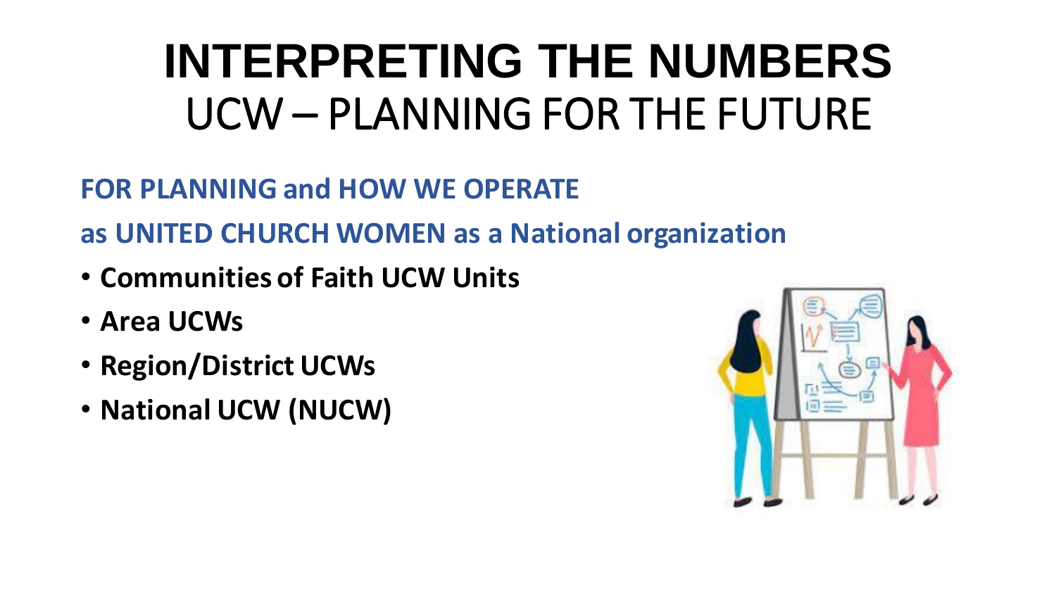# INTERPRETING THE NUMBERS
## UCW – PLANNING FOR THE FUTURE

**FOR PLANNING and HOW WE OPERATE**

**as UNITED CHURCH WOMEN as a National organization**

- **Communities of Faith UCW Units**
- **Area UCWs**
- **Region/District UCWs**
- **National UCW (NUCW)**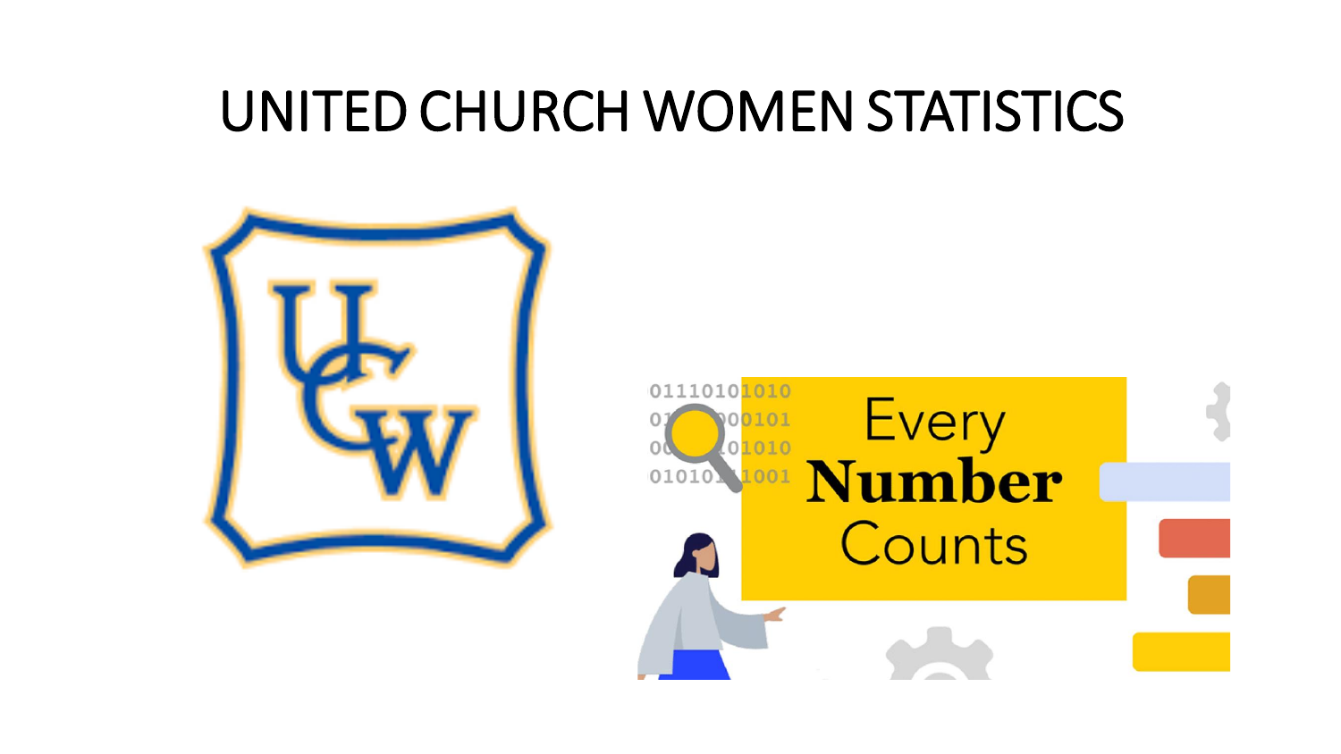# UNITED CHURCH WOMEN STATISTICS